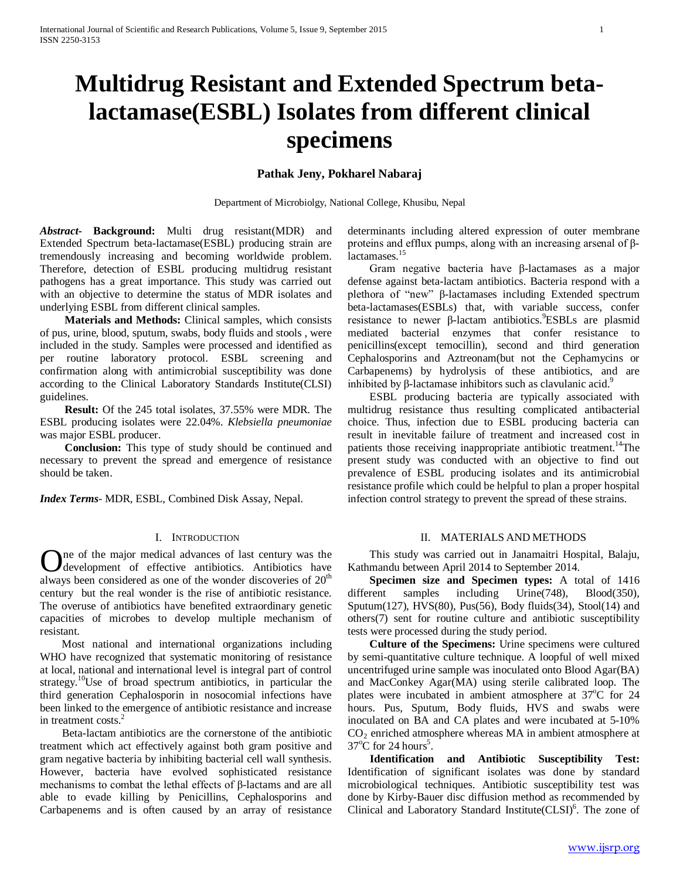# Multidrug Resistant and Extended Spectrum beta-lactamase(ESBL) Isolates from different clinical specimens

**Pathak Jeny, Pokharel Nabaraj**

Department of Microbiolgy, National College, Khusibu, Nepal

***Abstract*- Background:** Multi drug resistant(MDR) and Extended Spectrum beta-lactamase(ESBL) producing strain are tremendously increasing and becoming worldwide problem. Therefore, detection of ESBL producing multidrug resistant pathogens has a great importance. This study was carried out with an objective to determine the status of MDR isolates and underlying ESBL from different clinical samples.

**Materials and Methods:** Clinical samples, which consists of pus, urine, blood, sputum, swabs, body fluids and stools , were included in the study. Samples were processed and identified as per routine laboratory protocol. ESBL screening and confirmation along with antimicrobial susceptibility was done according to the Clinical Laboratory Standards Institute(CLSI) guidelines.

**Result:** Of the 245 total isolates, 37.55% were MDR. The ESBL producing isolates were 22.04%. *Klebsiella pneumoniae* was major ESBL producer.

**Conclusion:** This type of study should be continued and necessary to prevent the spread and emergence of resistance should be taken.

***Index Terms***- MDR, ESBL, Combined Disk Assay, Nepal.

## I. Introduction

One of the major medical advances of last century was the development of effective antibiotics. Antibiotics have always been considered as one of the wonder discoveries of $20^{th}$ century but the real wonder is the rise of antibiotic resistance. The overuse of antibiotics have benefited extraordinary genetic capacities of microbes to develop multiple mechanism of resistant.

Most national and international organizations including WHO have recognized that systematic monitoring of resistance at local, national and international level is integral part of control strategy.[10]Use of broad spectrum antibiotics, in particular the third generation Cephalosporin in nosocomial infections have been linked to the emergence of antibiotic resistance and increase in treatment costs.[2]

Beta-lactam antibiotics are the cornerstone of the antibiotic treatment which act effectively against both gram positive and gram negative bacteria by inhibiting bacterial cell wall synthesis. However, bacteria have evolved sophisticated resistance mechanisms to combat the lethal effects of β-lactams and are all able to evade killing by Penicillins, Cephalosporins and Carbapenems and is often caused by an array of resistance determinants including altered expression of outer membrane proteins and efflux pumps, along with an increasing arsenal of β-lactamases.[15]

Gram negative bacteria have β-lactamases as a major defense against beta-lactam antibiotics. Bacteria respond with a plethora of "new" β-lactamases including Extended spectrum beta-lactamases(ESBLs) that, with variable success, confer resistance to newer β-lactam antibiotics.[9]ESBLs are plasmid mediated bacterial enzymes that confer resistance to penicillins(except temocillin), second and third generation Cephalosporins and Aztreonam(but not the Cephamycins or Carbapenems) by hydrolysis of these antibiotics, and are inhibited by β-lactamase inhibitors such as clavulanic acid.[9]

ESBL producing bacteria are typically associated with multidrug resistance thus resulting complicated antibacterial choice. Thus, infection due to ESBL producing bacteria can result in inevitable failure of treatment and increased cost in patients those receiving inappropriate antibiotic treatment.[14]The present study was conducted with an objective to find out prevalence of ESBL producing isolates and its antimicrobial resistance profile which could be helpful to plan a proper hospital infection control strategy to prevent the spread of these strains.

## II. Materials and Methods

This study was carried out in Janamaitri Hospital, Balaju, Kathmandu between April 2014 to September 2014.

**Specimen size and Specimen types:** A total of 1416 different samples including Urine(748), Blood(350), Sputum(127), HVS(80), Pus(56), Body fluids(34), Stool(14) and others(7) sent for routine culture and antibiotic susceptibility tests were processed during the study period.

**Culture of the Specimens:** Urine specimens were cultured by semi-quantitative culture technique. A loopful of well mixed uncentrifuged urine sample was inoculated onto Blood Agar(BA) and MacConkey Agar(MA) using sterile calibrated loop. The plates were incubated in ambient atmosphere at $37^oC$ for 24 hours. Pus, Sputum, Body fluids, HVS and swabs were inoculated on BA and CA plates and were incubated at 5-10% $CO_2$ enriched atmosphere whereas MA in ambient atmosphere at $37^oC$ for 24 hours[5].

**Identification and Antibiotic Susceptibility Test:** Identification of significant isolates was done by standard microbiological techniques. Antibiotic susceptibility test was done by Kirby-Bauer disc diffusion method as recommended by Clinical and Laboratory Standard Institute(CLSI)[6]. The zone of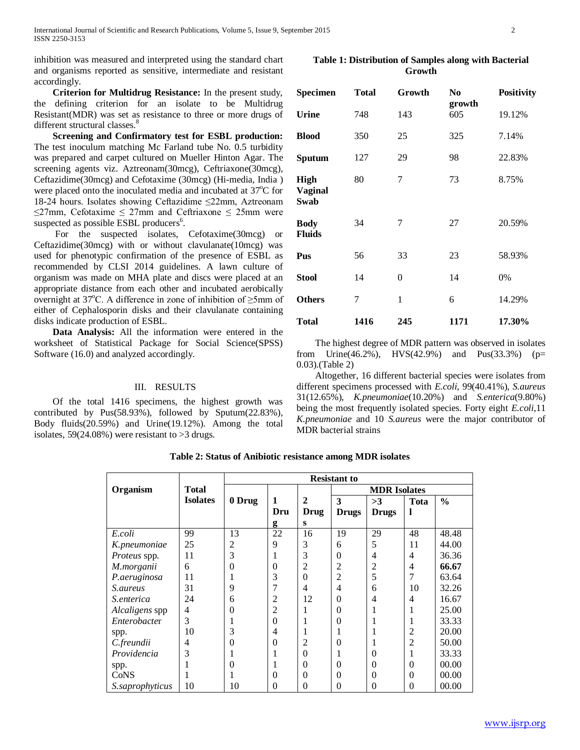inhibition was measured and interpreted using the standard chart and organisms reported as sensitive, intermediate and resistant accordingly.

**Criterion for Multidrug Resistance:** In the present study, the defining criterion for an isolate to be Multidrug Resistant(MDR) was set as resistance to three or more drugs of different structural classes.[8]

**Screening and Confirmatory test for ESBL production:** The test inoculum matching Mc Farland tube No. 0.5 turbidity was prepared and carpet cultured on Mueller Hinton Agar. The screening agents viz. Aztreonam(30mcg), Ceftriaxone(30mcg), Ceftazidime(30mcg) and Cefotaxime (30mcg) (Hi-media, India ) were placed onto the inoculated media and incubated at 37°C for 18-24 hours. Isolates showing Ceftazidime ≤22mm, Aztreonam ≤27mm, Cefotaxime ≤ 27mm and Ceftriaxone ≤ 25mm were suspected as possible ESBL producers[6].

For the suspected isolates, Cefotaxime(30mcg) or Ceftazidime(30mcg) with or without clavulanate(10mcg) was used for phenotypic confirmation of the presence of ESBL as recommended by CLSI 2014 guidelines. A lawn culture of organism was made on MHA plate and discs were placed at an appropriate distance from each other and incubated aerobically overnight at 37°C. A difference in zone of inhibition of ≥5mm of either of Cephalosporin disks and their clavulanate containing disks indicate production of ESBL.

**Data Analysis:** All the information were entered in the worksheet of Statistical Package for Social Science(SPSS) Software (16.0) and analyzed accordingly.

## III. RESULTS

Of the total 1416 specimens, the highest growth was contributed by Pus(58.93%), followed by Sputum(22.83%), Body fluids(20.59%) and Urine(19.12%). Among the total isolates, 59(24.08%) were resistant to >3 drugs.

**Table 1: Distribution of Samples along with Bacterial Growth**

| Specimen | Total | Growth | No growth | Positivity |
|---|---|---|---|---|
| **Urine** | 748 | 143 | 605 | 19.12% |
| **Blood** | 350 | 25 | 325 | 7.14% |
| **Sputum** | 127 | 29 | 98 | 22.83% |
| **High Vaginal Swab** | 80 | 7 | 73 | 8.75% |
| **Body Fluids** | 34 | 7 | 27 | 20.59% |
| **Pus** | 56 | 33 | 23 | 58.93% |
| **Stool** | 14 | 0 | 14 | 0% |
| **Others** | 7 | 1 | 6 | 14.29% |
| **Total** | **1416** | **245** | **1171** | **17.30%** |

The highest degree of MDR pattern was observed in isolates from Urine(46.2%), HVS(42.9%) and Pus(33.3%) ($p = 0.03$).(Table 2)

Altogether, 16 different bacterial species were isolates from different specimens processed with *E.coli*, 99(40.41%), *S.aureus* 31(12.65%), *K.pneumoniae*(10.20%) and *S.enterica*(9.80%) being the most frequently isolated species. Forty eight *E.coli*,11 *K.pneumoniae* and 10 *S.aureus* were the major contributor of MDR bacterial strains

**Table 2: Status of Anibiotic resistance among MDR isolates**

| Organism | Total Isolates | Resistant to | | | | | | |
|---|---|---|---|---|---|---|---|---|
| | | 0 Drug | 1 Drug | 2 Drugs | MDR Isolates | | | |
| | | | | | 3 Drugs | >3 Drugs | Total | % |
| *E.coli* | 99 | 13 | 22 | 16 | 19 | 29 | 48 | 48.48 |
| *K.pneumoniae* | 25 | 2 | 9 | 3 | 6 | 5 | 11 | 44.00 |
| *Proteus* spp. | 11 | 3 | 1 | 3 | 0 | 4 | 4 | 36.36 |
| *M.morganii* | 6 | 0 | 0 | 2 | 2 | 2 | 4 | **66.67** |
| *P.aeruginosa* | 11 | 1 | 3 | 0 | 2 | 5 | 7 | 63.64 |
| *S.aureus* | 31 | 9 | 7 | 4 | 4 | 6 | 10 | 32.26 |
| *S.enterica* | 24 | 6 | 2 | 12 | 0 | 4 | 4 | 16.67 |
| *Alcaligens* spp | 4 | 0 | 2 | 1 | 0 | 1 | 1 | 25.00 |
| *Enterobacter* | 3 | 1 | 0 | 1 | 0 | 1 | 1 | 33.33 |
| spp. | 10 | 3 | 4 | 1 | 1 | 1 | 2 | 20.00 |
| *C.freundii* | 4 | 0 | 0 | 2 | 0 | 1 | 2 | 50.00 |
| *Providencia* | 3 | 1 | 1 | 0 | 1 | 0 | 1 | 33.33 |
| spp. | 1 | 0 | 1 | 0 | 0 | 0 | 0 | 00.00 |
| CoNS | 1 | 1 | 0 | 0 | 0 | 0 | 0 | 00.00 |
| *S.saprophyticus* | 10 | 10 | 0 | 0 | 0 | 0 | 0 | 00.00 |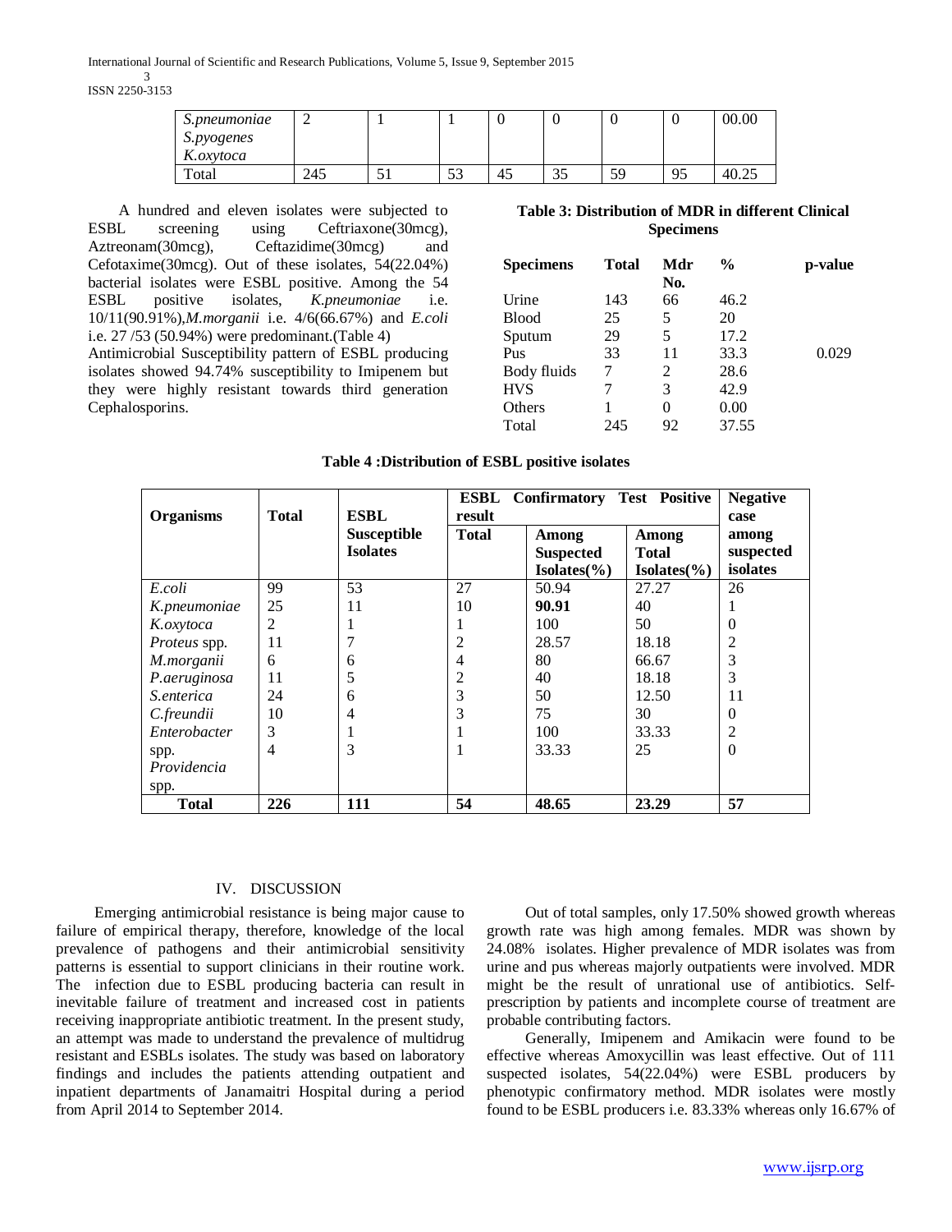| S.pneumoniae S.pyogenes K.oxytoca | 2 | 1 | 1 | 0 | 0 | 0 | 0 | 00.00 |
|---|---|---|---|---|---|---|---|---|
| Total | 245 | 51 | 53 | 45 | 35 | 59 | 95 | 40.25 |

A hundred and eleven isolates were subjected to ESBL screening using Ceftriaxone(30mcg), Aztreonam(30mcg), Ceftazidime(30mcg) and Cefotaxime(30mcg). Out of these isolates, 54(22.04%) bacterial isolates were ESBL positive. Among the 54 ESBL positive isolates, *K.pneumoniae* i.e. 10/11(90.91%),*M.morganii* i.e. 4/6(66.67%) and *E.coli* i.e. 27 /53 (50.94%) were predominant.(Table 4)
Antimicrobial Susceptibility pattern of ESBL producing isolates showed 94.74% susceptibility to Imipenem but they were highly resistant towards third generation Cephalosporins.

**Table 3: Distribution of MDR in different Clinical Specimens**

| Specimens | Total | Mdr No. | % | p-value |
|---|---|---|---|---|
| Urine | 143 | 66 | 46.2 | |
| Blood | 25 | 5 | 20 | |
| Sputum | 29 | 5 | 17.2 | |
| Pus | 33 | 11 | 33.3 | 0.029 |
| Body fluids | 7 | 2 | 28.6 | |
| HVS | 7 | 3 | 42.9 | |
| Others | 1 | 0 | 0.00 | |
| Total | 245 | 92 | 37.55 | |

**Table 4 :Distribution of ESBL positive isolates**

| Organisms | Total | ESBL Susceptible Isolates | ESBL Confirmatory Test Positive result | | | Negative case among suspected isolates |
|---|---|---|---|---|---|---|
| | | | Total | Among Suspected Isolates(%) | Among Total Isolates(%) | |
| *E.coli* | 99 | 53 | 27 | 50.94 | 27.27 | 26 |
| *K.pneumoniae* | 25 | 11 | 10 | **90.91** | 40 | 1 |
| *K.oxytoca* | 2 | 1 | 1 | 100 | 50 | 0 |
| *Proteus* spp. | 11 | 7 | 2 | 28.57 | 18.18 | 2 |
| *M.morganii* | 6 | 6 | 4 | 80 | 66.67 | 3 |
| *P.aeruginosa* | 11 | 5 | 2 | 40 | 18.18 | 3 |
| *S.enterica* | 24 | 6 | 3 | 50 | 12.50 | 11 |
| *C.freundii* | 10 | 4 | 3 | 75 | 30 | 0 |
| *Enterobacter* spp. | 3 | 1 | 1 | 100 | 33.33 | 2 |
| *Providencia* spp. | 4 | 3 | 1 | 33.33 | 25 | 0 |
| **Total** | **226** | **111** | **54** | **48.65** | **23.29** | **57** |

## IV. DISCUSSION

Emerging antimicrobial resistance is being major cause to failure of empirical therapy, therefore, knowledge of the local prevalence of pathogens and their antimicrobial sensitivity patterns is essential to support clinicians in their routine work. The infection due to ESBL producing bacteria can result in inevitable failure of treatment and increased cost in patients receiving inappropriate antibiotic treatment. In the present study, an attempt was made to understand the prevalence of multidrug resistant and ESBLs isolates. The study was based on laboratory findings and includes the patients attending outpatient and inpatient departments of Janamaitri Hospital during a period from April 2014 to September 2014.

Out of total samples, only 17.50% showed growth whereas growth rate was high among females. MDR was shown by 24.08% isolates. Higher prevalence of MDR isolates was from urine and pus whereas majorly outpatients were involved. MDR might be the result of unrational use of antibiotics. Self-prescription by patients and incomplete course of treatment are probable contributing factors.

Generally, Imipenem and Amikacin were found to be effective whereas Amoxycillin was least effective. Out of 111 suspected isolates, 54(22.04%) were ESBL producers by phenotypic confirmatory method. MDR isolates were mostly found to be ESBL producers i.e. 83.33% whereas only 16.67% of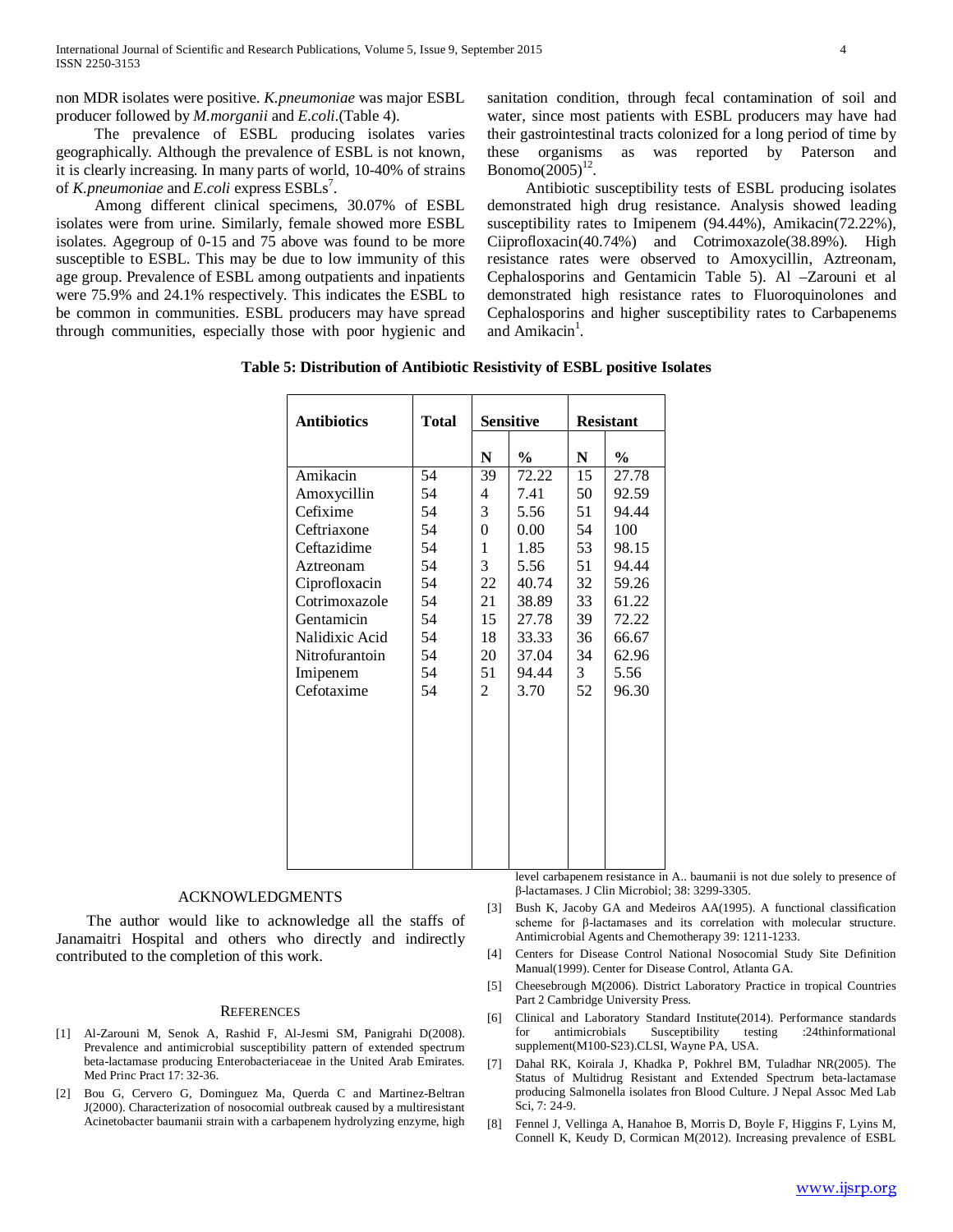non MDR isolates were positive. *K.pneumoniae* was major ESBL producer followed by *M.morganii* and *E.coli*.(Table 4).

The prevalence of ESBL producing isolates varies geographically. Although the prevalence of ESBL is not known, it is clearly increasing. In many parts of world, 10-40% of strains of *K.pneumoniae* and *E.coli* express ESBLs[7].

Among different clinical specimens, 30.07% of ESBL isolates were from urine. Similarly, female showed more ESBL isolates. Agegroup of 0-15 and 75 above was found to be more susceptible to ESBL. This may be due to low immunity of this age group. Prevalence of ESBL among outpatients and inpatients were 75.9% and 24.1% respectively. This indicates the ESBL to be common in communities. ESBL producers may have spread through communities, especially those with poor hygienic and sanitation condition, through fecal contamination of soil and water, since most patients with ESBL producers may have had their gastrointestinal tracts colonized for a long period of time by these organisms as was reported by Paterson and Bonomo(2005)[12].

Antibiotic susceptibility tests of ESBL producing isolates demonstrated high drug resistance. Analysis showed leading susceptibility rates to Imipenem (94.44%), Amikacin(72.22%), Ciiprofloxacin(40.74%) and Cotrimoxazole(38.89%). High resistance rates were observed to Amoxycillin, Aztreonam, Cephalosporins and Gentamicin Table 5). Al –Zarouni et al demonstrated high resistance rates to Fluoroquinolones and Cephalosporins and higher susceptibility rates to Carbapenems and Amikacin[1].

**Table 5: Distribution of Antibiotic Resistivity of ESBL positive Isolates**

| Antibiotics | Total | Sensitive | | Resistant | |
|---|---|---|---|---|---|
| | | N | % | N | % |
| Amikacin | 54 | 39 | 72.22 | 15 | 27.78 |
| Amoxycillin | 54 | 4 | 7.41 | 50 | 92.59 |
| Cefixime | 54 | 3 | 5.56 | 51 | 94.44 |
| Ceftriaxone | 54 | 0 | 0.00 | 54 | 100 |
| Ceftazidime | 54 | 1 | 1.85 | 53 | 98.15 |
| Aztreonam | 54 | 3 | 5.56 | 51 | 94.44 |
| Ciprofloxacin | 54 | 22 | 40.74 | 32 | 59.26 |
| Cotrimoxazole | 54 | 21 | 38.89 | 33 | 61.22 |
| Gentamicin | 54 | 15 | 27.78 | 39 | 72.22 |
| Nalidixic Acid | 54 | 18 | 33.33 | 36 | 66.67 |
| Nitrofurantoin | 54 | 20 | 37.04 | 34 | 62.96 |
| Imipenem | 54 | 51 | 94.44 | 3 | 5.56 |
| Cefotaxime | 54 | 2 | 3.70 | 52 | 96.30 |

## ACKNOWLEDGMENTS

The author would like to acknowledge all the staffs of Janamaitri Hospital and others who directly and indirectly contributed to the completion of this work.

## REFERENCES

[1] Al-Zarouni M, Senok A, Rashid F, Al-Jesmi SM, Panigrahi D(2008). Prevalence and antimicrobial susceptibility pattern of extended spectrum beta-lactamase producing Enterobacteriaceae in the United Arab Emirates. Med Princ Pract 17: 32-36.

[2] Bou G, Cervero G, Dominguez Ma, Querda C and Martinez-Beltran J(2000). Characterization of nosocomial outbreak caused by a multiresistant Acinetobacter baumanii strain with a carbapenem hydrolyzing enzyme, high level carbapenem resistance in A.. baumanii is not due solely to presence of β-lactamases. J Clin Microbiol; 38: 3299-3305.

[3] Bush K, Jacoby GA and Medeiros AA(1995). A functional classification scheme for β-lactamases and its correlation with molecular structure. Antimicrobial Agents and Chemotherapy 39: 1211-1233.

[4] Centers for Disease Control National Nosocomial Study Site Definition Manual(1999). Center for Disease Control, Atlanta GA.

[5] Cheesebrough M(2006). District Laboratory Practice in tropical Countries Part 2 Cambridge University Press.

[6] Clinical and Laboratory Standard Institute(2014). Performance standards for antimicrobials Susceptibility testing :24thinformational supplement(M100-S23).CLSI, Wayne PA, USA.

[7] Dahal RK, Koirala J, Khadka P, Pokhrel BM, Tuladhar NR(2005). The Status of Multidrug Resistant and Extended Spectrum beta-lactamase producing Salmonella isolates fron Blood Culture. J Nepal Assoc Med Lab Sci, 7: 24-9.

[8] Fennel J, Vellinga A, Hanahoe B, Morris D, Boyle F, Higgins F, Lyins M, Connell K, Keudy D, Cormican M(2012). Increasing prevalence of ESBL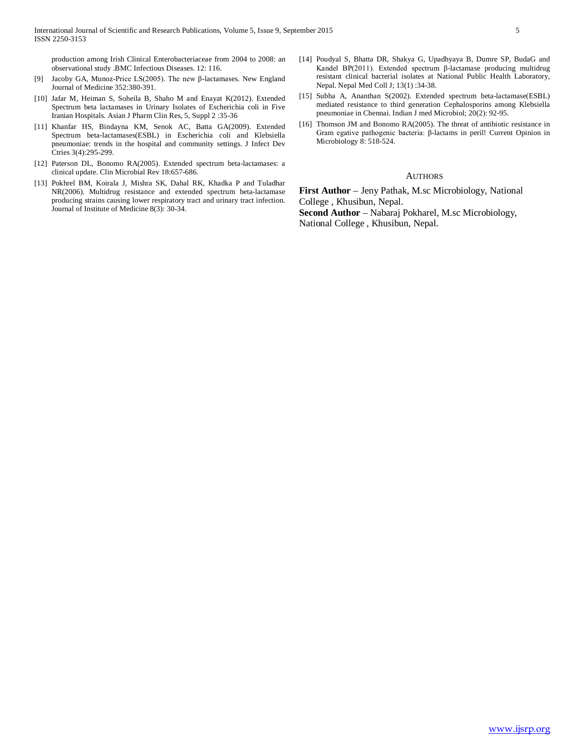production among Irish Clinical Enterobacteriaceae from 2004 to 2008: an observational study .BMC Infectious Diseases. 12: 116.

[9] Jacoby GA, Munoz-Price LS(2005). The new β-lactamases. New England Journal of Medicine 352:380-391.

[10] Jafar M, Heiman S, Soheila B, Shaho M and Enayat K(2012). Extended Spectrum beta lactamases in Urinary Isolates of Escherichia coli in Five Iranian Hospitals. Asian J Pharm Clin Res, 5, Suppl 2 :35-36

[11] Khanfar HS, Bindayna KM, Senok AC, Batta GA(2009). Extended Spectrum beta-lactamases(ESBL) in Escherichia coli and Klebsiella pneumoniae: trends in the hospital and community settings. J Infect Dev Ctries 3(4):295-299.

[12] Paterson DL, Bonomo RA(2005). Extended spectrum beta-lactamases: a clinical update. Clin Microbial Rev 18:657-686.

[13] Pokhrel BM, Koirala J, Mishra SK, Dahal RK, Khadka P and Tuladhar NR(2006). Multidrug resistance and extended spectrum beta-lactamase producing strains causing lower respiratory tract and urinary tract infection. Journal of Institute of Medicine 8(3): 30-34.

[14] Poudyal S, Bhatta DR, Shakya G, Upadhyaya B, Dumre SP, BudaG and Kandel BP(2011). Extended spectrum β-lactamase producing multidrug resistant clinical bacterial isolates at National Public Health Laboratory, Nepal. Nepal Med Coll J; 13(1) :34-38.

[15] Subha A, Ananthan S(2002). Extended spectrum beta-lactamase(ESBL) mediated resistance to third generation Cephalosporins among Klebsiella pneumoniae in Chennai. Indian J med Microbiol; 20(2): 92-95.

[16] Thomson JM and Bonomo RA(2005). The threat of antibiotic resistance in Gram egative pathogenic bacteria: β-lactams in peril! Current Opinion in Microbiology 8: 518-524.

## Authors

**First Author** – Jeny Pathak, M.sc Microbiology, National College , Khusibun, Nepal.

**Second Author** – Nabaraj Pokharel, M.sc Microbiology, National College , Khusibun, Nepal.